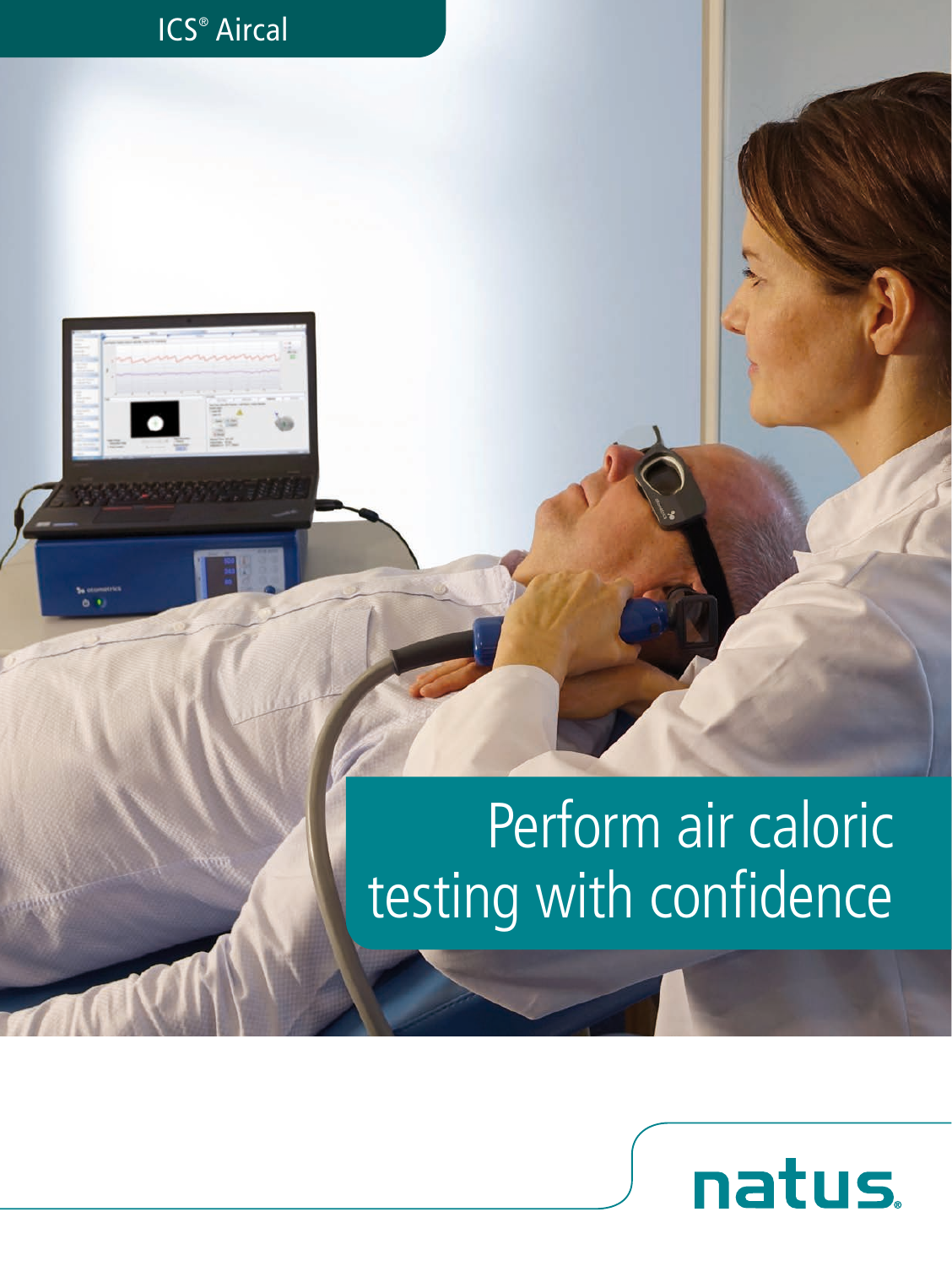ICS® Aircal

# Perform air caloric testing with confidence

natus.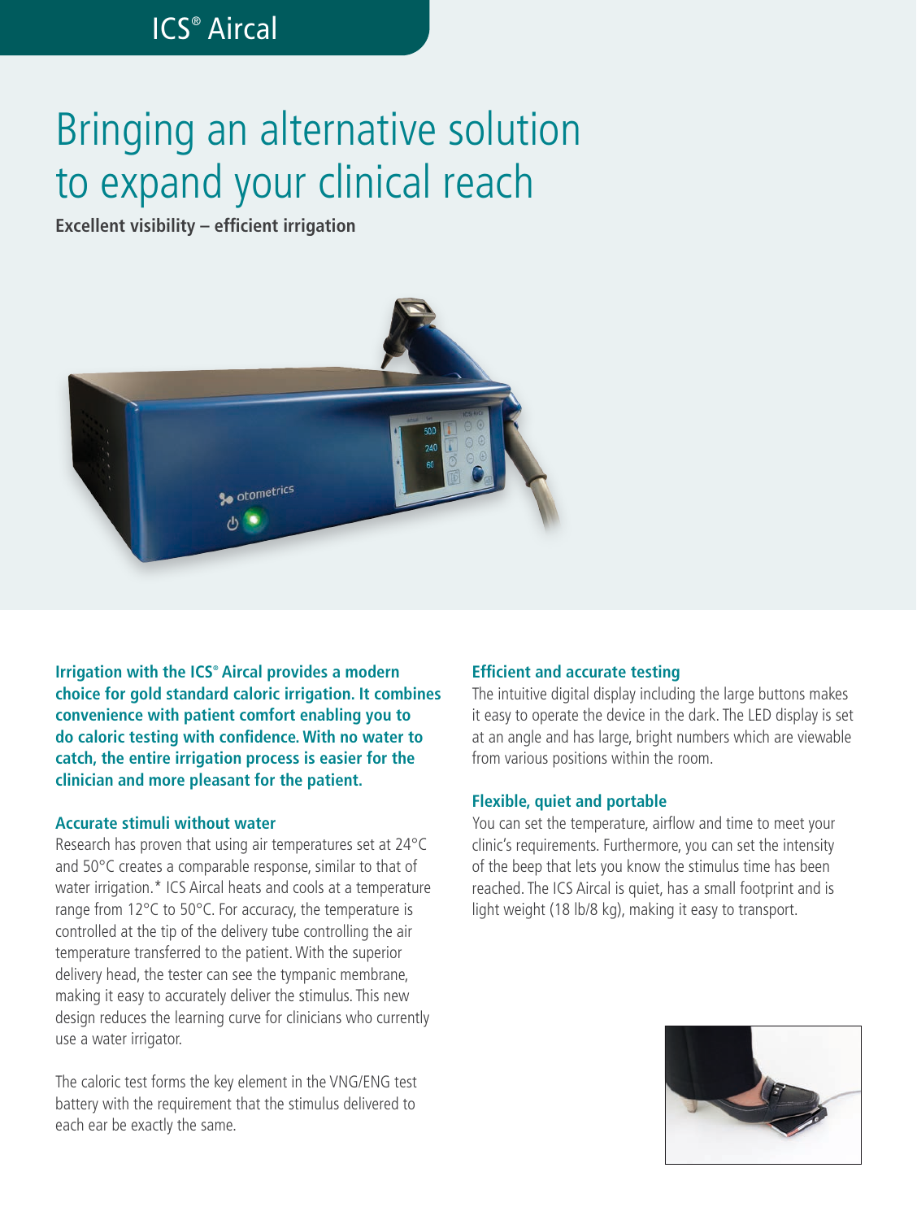ICS® Aircal

# Bringing an alternative solution to expand your clinical reach

**Excellent visibility – efficient irrigation**

**Irrigation with the ICS® Aircal provides a modern choice for gold standard caloric irrigation. It combines convenience with patient comfort enabling you to do caloric testing with confidence. With no water to catch, the entire irrigation process is easier for the clinician and more pleasant for the patient.**

### Accurate stimuli without water

Research has proven that using air temperatures set at 24°C and 50°C creates a comparable response, similar to that of water irrigation.* ICS Aircal heats and cools at a temperature range from 12°C to 50°C. For accuracy, the temperature is controlled at the tip of the delivery tube controlling the air temperature transferred to the patient. With the superior delivery head, the tester can see the tympanic membrane, making it easy to accurately deliver the stimulus. This new design reduces the learning curve for clinicians who currently use a water irrigator.

The caloric test forms the key element in the VNG/ENG test battery with the requirement that the stimulus delivered to each ear be exactly the same.

### Efficient and accurate testing

The intuitive digital display including the large buttons makes it easy to operate the device in the dark. The LED display is set at an angle and has large, bright numbers which are viewable from various positions within the room.

### Flexible, quiet and portable

You can set the temperature, airflow and time to meet your clinic's requirements. Furthermore, you can set the intensity of the beep that lets you know the stimulus time has been reached. The ICS Aircal is quiet, has a small footprint and is light weight (18 lb/8 kg), making it easy to transport.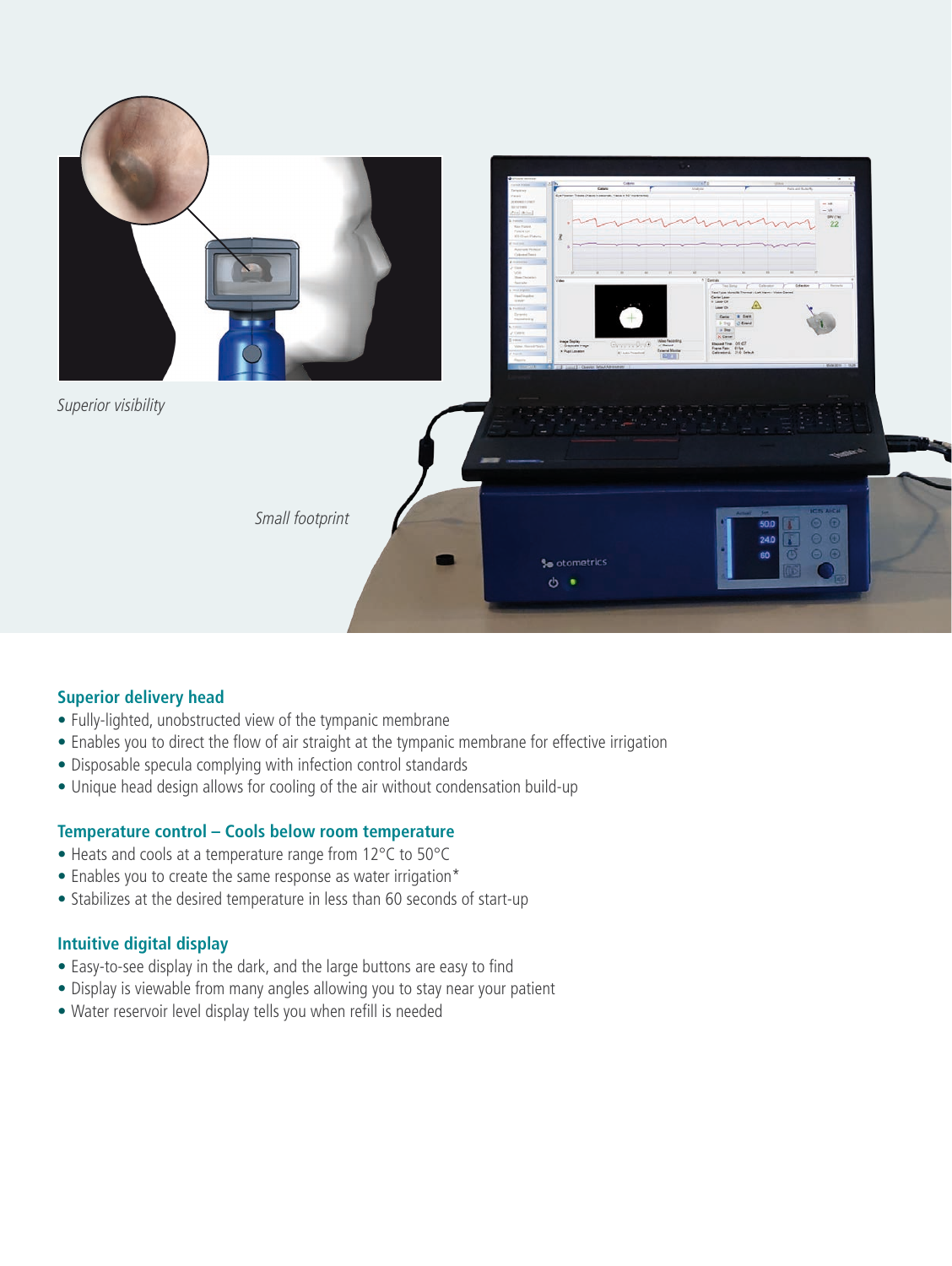*Superior visibility*

*Small footprint*

### Superior delivery head

- Fully-lighted, unobstructed view of the tympanic membrane
- Enables you to direct the flow of air straight at the tympanic membrane for effective irrigation
- Disposable specula complying with infection control standards
- Unique head design allows for cooling of the air without condensation build-up

### Temperature control – Cools below room temperature

- Heats and cools at a temperature range from 12°C to 50°C
- Enables you to create the same response as water irrigation*
- Stabilizes at the desired temperature in less than 60 seconds of start-up

### Intuitive digital display

- Easy-to-see display in the dark, and the large buttons are easy to find
- Display is viewable from many angles allowing you to stay near your patient
- Water reservoir level display tells you when refill is needed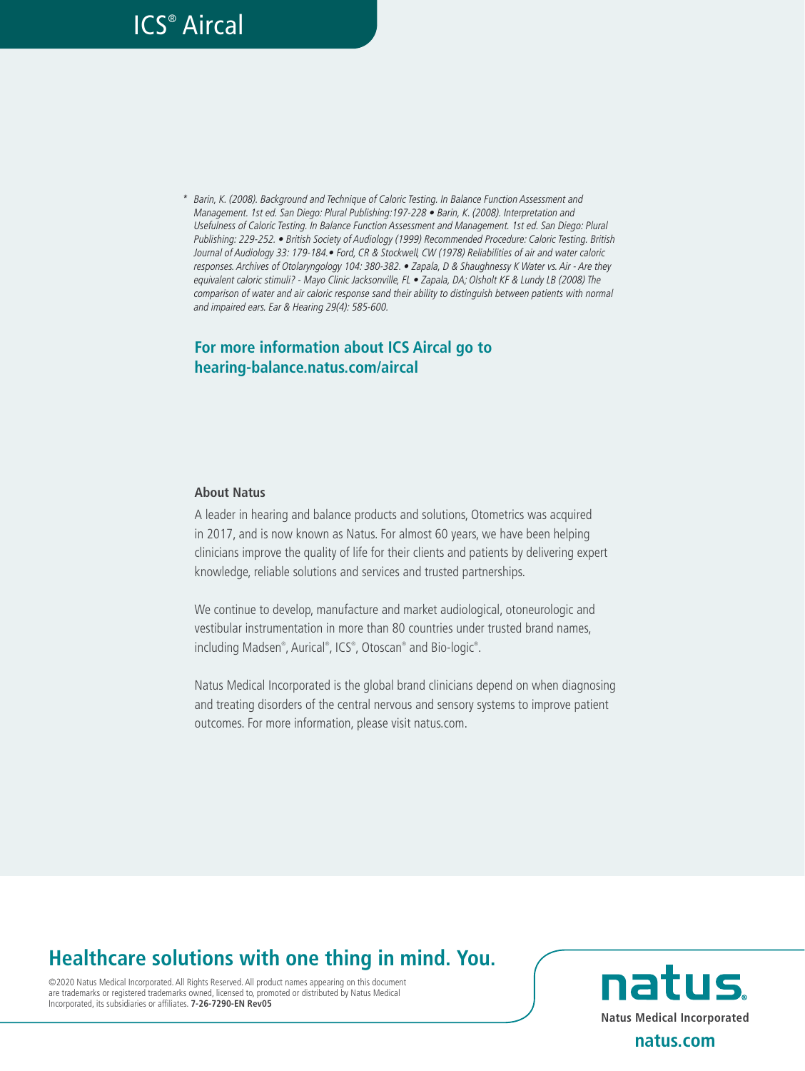*\* Barin, K. (2008). Background and Technique of Caloric Testing. In Balance Function Assessment and Management. 1st ed. San Diego: Plural Publishing:197-228 • Barin, K. (2008). Interpretation and Usefulness of Caloric Testing. In Balance Function Assessment and Management. 1st ed. San Diego: Plural Publishing: 229-252. • British Society of Audiology (1999) Recommended Procedure: Caloric Testing. British Journal of Audiology 33: 179-184.• Ford, CR & Stockwell, CW (1978) Reliabilities of air and water caloric responses. Archives of Otolaryngology 104: 380-382. • Zapala, D & Shaughnessy K Water vs. Air - Are they equivalent caloric stimuli? - Mayo Clinic Jacksonville, FL • Zapala, DA; Olsholt KF & Lundy LB (2008) The comparison of water and air caloric response sand their ability to distinguish between patients with normal and impaired ears. Ear & Hearing 29(4): 585-600.*

**For more information about ICS Aircal go to hearing-balance.natus.com/aircal**

**About Natus**

A leader in hearing and balance products and solutions, Otometrics was acquired in 2017, and is now known as Natus. For almost 60 years, we have been helping clinicians improve the quality of life for their clients and patients by delivering expert knowledge, reliable solutions and services and trusted partnerships.

We continue to develop, manufacture and market audiological, otoneurologic and vestibular instrumentation in more than 80 countries under trusted brand names, including Madsen®, Aurical®, ICS®, Otoscan® and Bio-logic®.

Natus Medical Incorporated is the global brand clinicians depend on when diagnosing and treating disorders of the central nervous and sensory systems to improve patient outcomes. For more information, please visit natus.com.

## Healthcare solutions with one thing in mind. You.

©2020 Natus Medical Incorporated. All Rights Reserved. All product names appearing on this document are trademarks or registered trademarks owned, licensed to, promoted or distributed by Natus Medical Incorporated, its subsidiaries or affiliates. **7-26-7290-EN Rev05**

natus.

**Natus Medical Incorporated**

**natus.com**